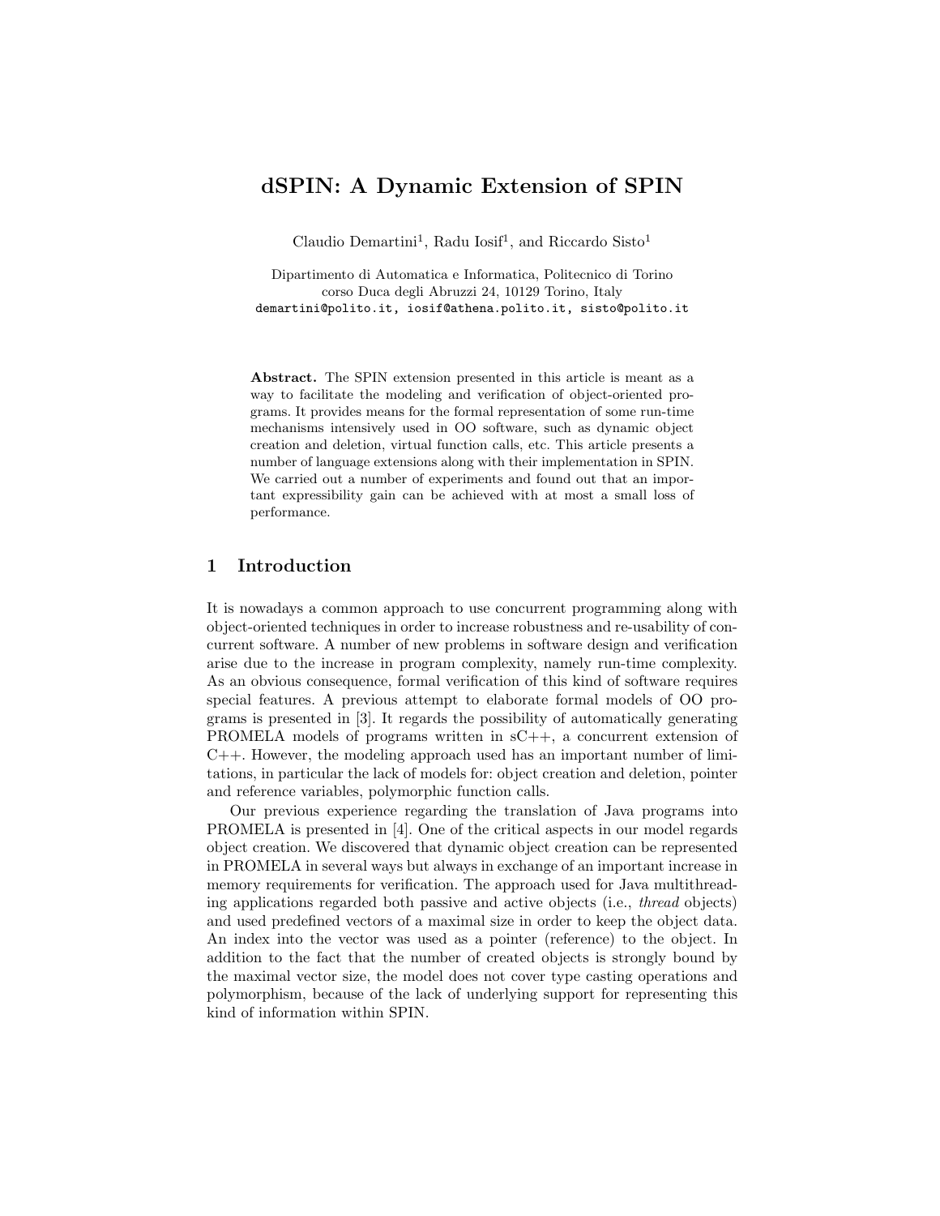# dSPIN: A Dynamic Extension of SPIN

Claudio Demartini[1], Radu Iosif[1], and Riccardo Sisto[1]

Dipartimento di Automatica e Informatica, Politecnico di Torino
corso Duca degli Abruzzi 24, 10129 Torino, Italy
demartini@polito.it, iosif@athena.polito.it, sisto@polito.it

**Abstract.** The SPIN extension presented in this article is meant as a way to facilitate the modeling and verification of object-oriented programs. It provides means for the formal representation of some run-time mechanisms intensively used in OO software, such as dynamic object creation and deletion, virtual function calls, etc. This article presents a number of language extensions along with their implementation in SPIN. We carried out a number of experiments and found out that an important expressibility gain can be achieved with at most a small loss of performance.

## 1 Introduction

It is nowadays a common approach to use concurrent programming along with object-oriented techniques in order to increase robustness and re-usability of concurrent software. A number of new problems in software design and verification arise due to the increase in program complexity, namely run-time complexity. As an obvious consequence, formal verification of this kind of software requires special features. A previous attempt to elaborate formal models of OO programs is presented in [3]. It regards the possibility of automatically generating PROMELA models of programs written in sC++, a concurrent extension of C++. However, the modeling approach used has an important number of limitations, in particular the lack of models for: object creation and deletion, pointer and reference variables, polymorphic function calls.

Our previous experience regarding the translation of Java programs into PROMELA is presented in [4]. One of the critical aspects in our model regards object creation. We discovered that dynamic object creation can be represented in PROMELA in several ways but always in exchange of an important increase in memory requirements for verification. The approach used for Java multithreading applications regarded both passive and active objects (i.e., *thread* objects) and used predefined vectors of a maximal size in order to keep the object data. An index into the vector was used as a pointer (reference) to the object. In addition to the fact that the number of created objects is strongly bound by the maximal vector size, the model does not cover type casting operations and polymorphism, because of the lack of underlying support for representing this kind of information within SPIN.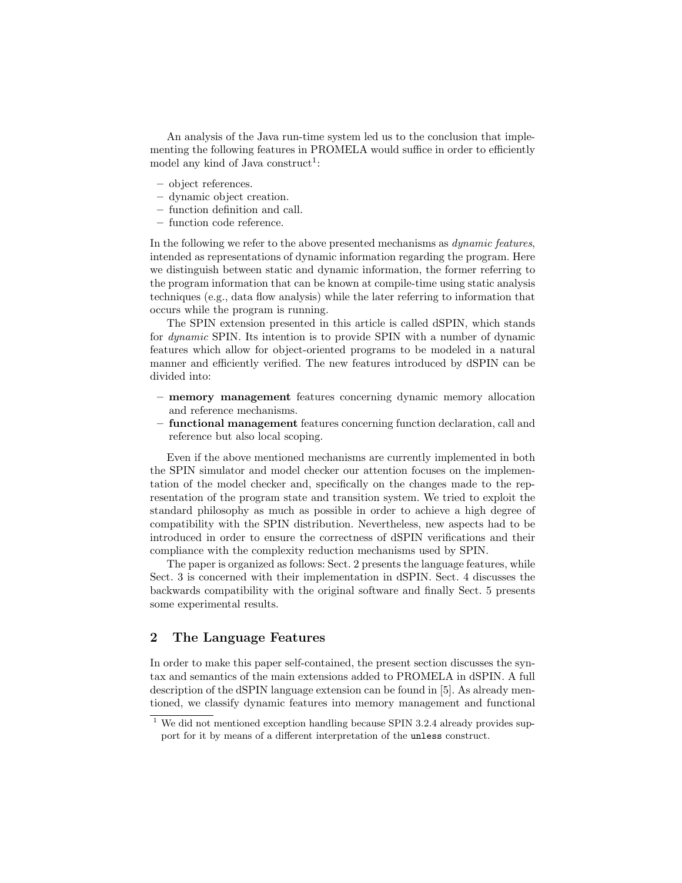An analysis of the Java run-time system led us to the conclusion that implementing the following features in PROMELA would suffice in order to efficiently model any kind of Java construct[1]:

– object references.
– dynamic object creation.
– function definition and call.
– function code reference.

In the following we refer to the above presented mechanisms as *dynamic features*, intended as representations of dynamic information regarding the program. Here we distinguish between static and dynamic information, the former referring to the program information that can be known at compile-time using static analysis techniques (e.g., data flow analysis) while the later referring to information that occurs while the program is running.

The SPIN extension presented in this article is called dSPIN, which stands for *dynamic* SPIN. Its intention is to provide SPIN with a number of dynamic features which allow for object-oriented programs to be modeled in a natural manner and efficiently verified. The new features introduced by dSPIN can be divided into:

– **memory management** features concerning dynamic memory allocation and reference mechanisms.
– **functional management** features concerning function declaration, call and reference but also local scoping.

Even if the above mentioned mechanisms are currently implemented in both the SPIN simulator and model checker our attention focuses on the implementation of the model checker and, specifically on the changes made to the representation of the program state and transition system. We tried to exploit the standard philosophy as much as possible in order to achieve a high degree of compatibility with the SPIN distribution. Nevertheless, new aspects had to be introduced in order to ensure the correctness of dSPIN verifications and their compliance with the complexity reduction mechanisms used by SPIN.

The paper is organized as follows: Sect. 2 presents the language features, while Sect. 3 is concerned with their implementation in dSPIN. Sect. 4 discusses the backwards compatibility with the original software and finally Sect. 5 presents some experimental results.

## 2 The Language Features

In order to make this paper self-contained, the present section discusses the syntax and semantics of the main extensions added to PROMELA in dSPIN. A full description of the dSPIN language extension can be found in [5]. As already mentioned, we classify dynamic features into memory management and functional

[1] We did not mentioned exception handling because SPIN 3.2.4 already provides support for it by means of a different interpretation of the `unless` construct.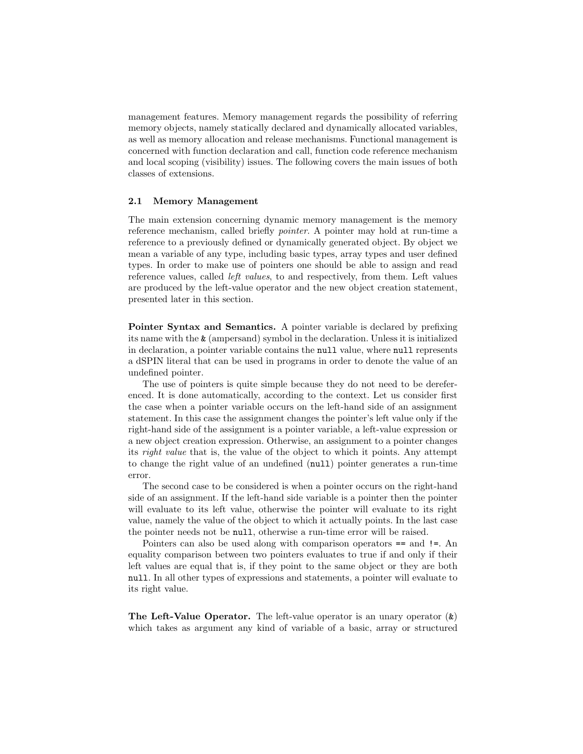management features. Memory management regards the possibility of referring memory objects, namely statically declared and dynamically allocated variables, as well as memory allocation and release mechanisms. Functional management is concerned with function declaration and call, function code reference mechanism and local scoping (visibility) issues. The following covers the main issues of both classes of extensions.

### 2.1 Memory Management

The main extension concerning dynamic memory management is the memory reference mechanism, called briefly *pointer*. A pointer may hold at run-time a reference to a previously defined or dynamically generated object. By object we mean a variable of any type, including basic types, array types and user defined types. In order to make use of pointers one should be able to assign and read reference values, called *left values*, to and respectively, from them. Left values are produced by the left-value operator and the new object creation statement, presented later in this section.

**Pointer Syntax and Semantics.** A pointer variable is declared by prefixing its name with the `&` (ampersand) symbol in the declaration. Unless it is initialized in declaration, a pointer variable contains the `null` value, where `null` represents a dSPIN literal that can be used in programs in order to denote the value of an undefined pointer.

The use of pointers is quite simple because they do not need to be dereferenced. It is done automatically, according to the context. Let us consider first the case when a pointer variable occurs on the left-hand side of an assignment statement. In this case the assignment changes the pointer's left value only if the right-hand side of the assignment is a pointer variable, a left-value expression or a new object creation expression. Otherwise, an assignment to a pointer changes its *right value* that is, the value of the object to which it points. Any attempt to change the right value of an undefined (`null`) pointer generates a run-time error.

The second case to be considered is when a pointer occurs on the right-hand side of an assignment. If the left-hand side variable is a pointer then the pointer will evaluate to its left value, otherwise the pointer will evaluate to its right value, namely the value of the object to which it actually points. In the last case the pointer needs not be `null`, otherwise a run-time error will be raised.

Pointers can also be used along with comparison operators `==` and `!=`. An equality comparison between two pointers evaluates to true if and only if their left values are equal that is, if they point to the same object or they are both `null`. In all other types of expressions and statements, a pointer will evaluate to its right value.

**The Left-Value Operator.** The left-value operator is an unary operator (`&`) which takes as argument any kind of variable of a basic, array or structured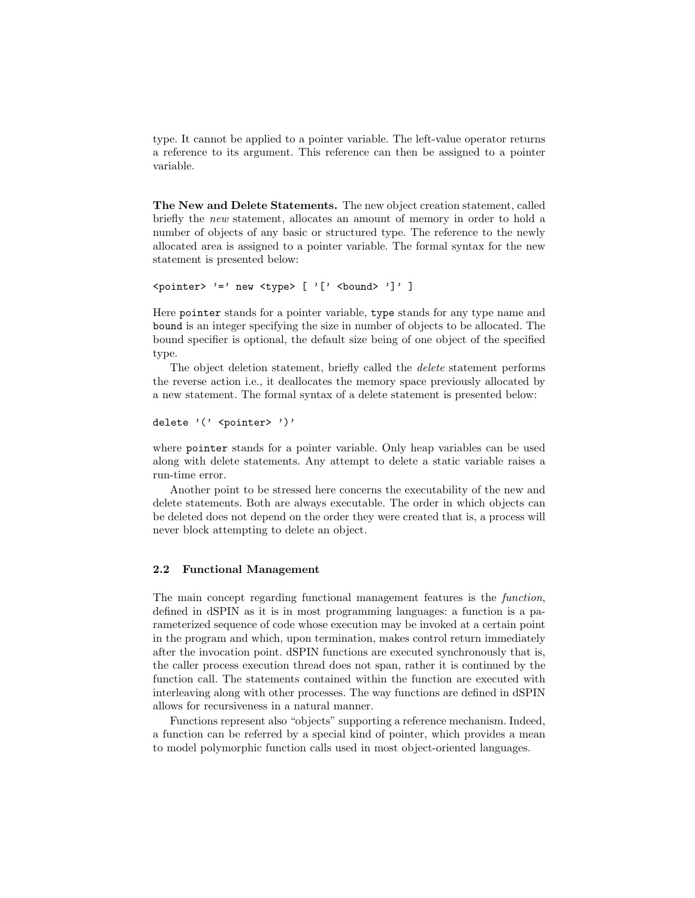type. It cannot be applied to a pointer variable. The left-value operator returns a reference to its argument. This reference can then be assigned to a pointer variable.

**The New and Delete Statements.** The new object creation statement, called briefly the *new* statement, allocates an amount of memory in order to hold a number of objects of any basic or structured type. The reference to the newly allocated area is assigned to a pointer variable. The formal syntax for the new statement is presented below:

```
<pointer> '=' new <type> [ '[' <bound> ']' ]
```

Here `pointer` stands for a pointer variable, `type` stands for any type name and `bound` is an integer specifying the size in number of objects to be allocated. The bound specifier is optional, the default size being of one object of the specified type.

The object deletion statement, briefly called the *delete* statement performs the reverse action i.e., it deallocates the memory space previously allocated by a new statement. The formal syntax of a delete statement is presented below:

```
delete '(' <pointer> ')'
```

where `pointer` stands for a pointer variable. Only heap variables can be used along with delete statements. Any attempt to delete a static variable raises a run-time error.

Another point to be stressed here concerns the executability of the new and delete statements. Both are always executable. The order in which objects can be deleted does not depend on the order they were created that is, a process will never block attempting to delete an object.

### 2.2 Functional Management

The main concept regarding functional management features is the *function*, defined in dSPIN as it is in most programming languages: a function is a parameterized sequence of code whose execution may be invoked at a certain point in the program and which, upon termination, makes control return immediately after the invocation point. dSPIN functions are executed synchronously that is, the caller process execution thread does not span, rather it is continued by the function call. The statements contained within the function are executed with interleaving along with other processes. The way functions are defined in dSPIN allows for recursiveness in a natural manner.

Functions represent also "objects" supporting a reference mechanism. Indeed, a function can be referred by a special kind of pointer, which provides a mean to model polymorphic function calls used in most object-oriented languages.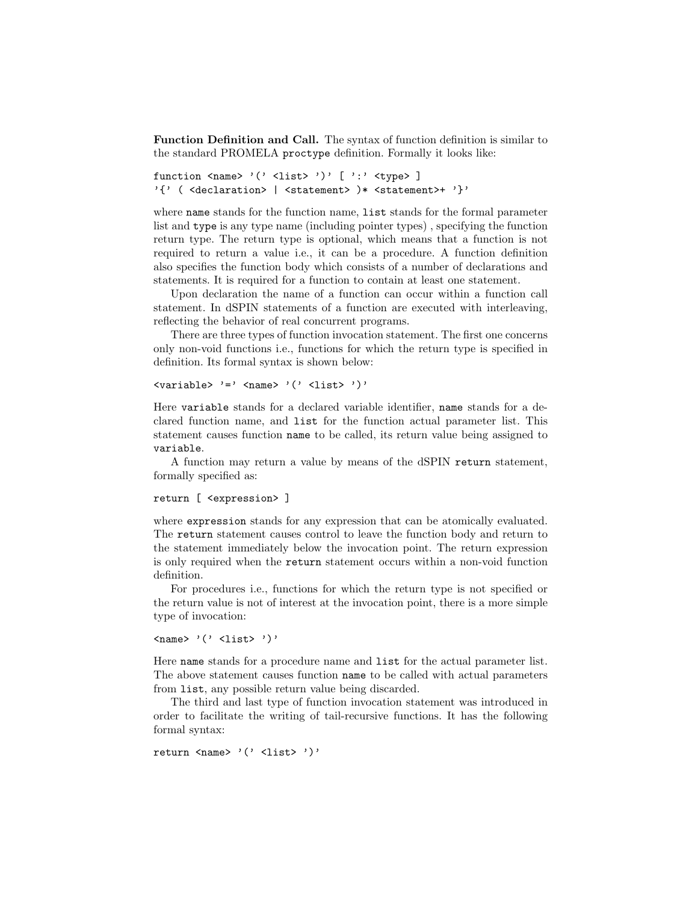**Function Definition and Call.** The syntax of function definition is similar to the standard PROMELA `proctype` definition. Formally it looks like:

```
function <name> '(' <list> ')' [ ':' <type> ]
'{' ( <declaration> | <statement> )* <statement>+ '}'
```

where `name` stands for the function name, `list` stands for the formal parameter list and `type` is any type name (including pointer types) , specifying the function return type. The return type is optional, which means that a function is not required to return a value i.e., it can be a procedure. A function definition also specifies the function body which consists of a number of declarations and statements. It is required for a function to contain at least one statement.

Upon declaration the name of a function can occur within a function call statement. In dSPIN statements of a function are executed with interleaving, reflecting the behavior of real concurrent programs.

There are three types of function invocation statement. The first one concerns only non-void functions i.e., functions for which the return type is specified in definition. Its formal syntax is shown below:

```
<variable> '=' <name> '(' <list> ')'
```

Here `variable` stands for a declared variable identifier, `name` stands for a declared function name, and `list` for the function actual parameter list. This statement causes function `name` to be called, its return value being assigned to `variable`.

A function may return a value by means of the dSPIN `return` statement, formally specified as:

```
return [ <expression> ]
```

where `expression` stands for any expression that can be atomically evaluated. The `return` statement causes control to leave the function body and return to the statement immediately below the invocation point. The return expression is only required when the `return` statement occurs within a non-void function definition.

For procedures i.e., functions for which the return type is not specified or the return value is not of interest at the invocation point, there is a more simple type of invocation:

```
<name> '(' <list> ')'
```

Here `name` stands for a procedure name and `list` for the actual parameter list. The above statement causes function `name` to be called with actual parameters from `list`, any possible return value being discarded.

The third and last type of function invocation statement was introduced in order to facilitate the writing of tail-recursive functions. It has the following formal syntax:

```
return <name> '(' <list> ')'
```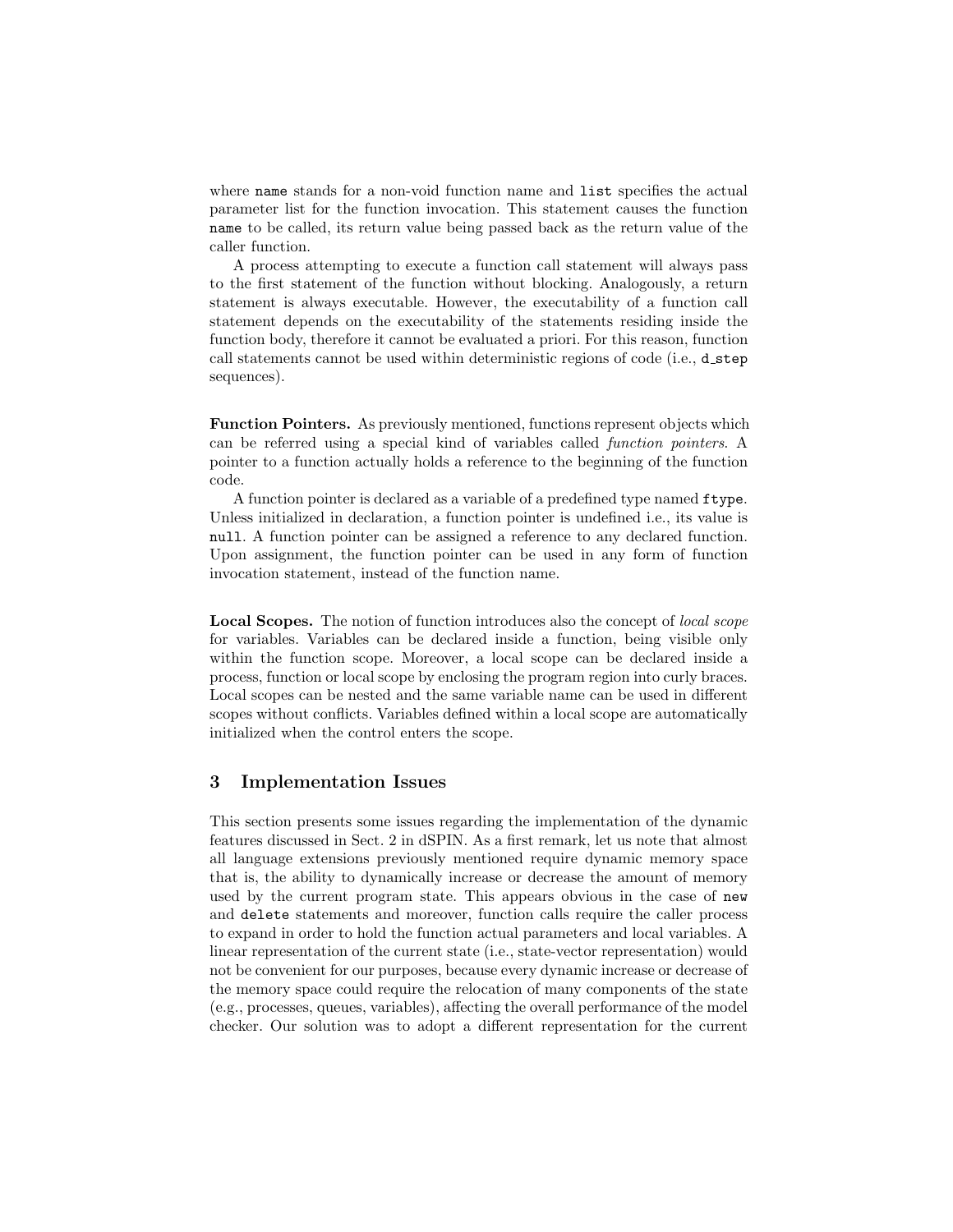where `name` stands for a non-void function name and `list` specifies the actual parameter list for the function invocation. This statement causes the function `name` to be called, its return value being passed back as the return value of the caller function.

A process attempting to execute a function call statement will always pass to the first statement of the function without blocking. Analogously, a return statement is always executable. However, the executability of a function call statement depends on the executability of the statements residing inside the function body, therefore it cannot be evaluated a priori. For this reason, function call statements cannot be used within deterministic regions of code (i.e., `d_step` sequences).

**Function Pointers.** As previously mentioned, functions represent objects which can be referred using a special kind of variables called *function pointers*. A pointer to a function actually holds a reference to the beginning of the function code.

A function pointer is declared as a variable of a predefined type named `ftype`. Unless initialized in declaration, a function pointer is undefined i.e., its value is `null`. A function pointer can be assigned a reference to any declared function. Upon assignment, the function pointer can be used in any form of function invocation statement, instead of the function name.

**Local Scopes.** The notion of function introduces also the concept of *local scope* for variables. Variables can be declared inside a function, being visible only within the function scope. Moreover, a local scope can be declared inside a process, function or local scope by enclosing the program region into curly braces. Local scopes can be nested and the same variable name can be used in different scopes without conflicts. Variables defined within a local scope are automatically initialized when the control enters the scope.

## 3 Implementation Issues

This section presents some issues regarding the implementation of the dynamic features discussed in Sect. 2 in dSPIN. As a first remark, let us note that almost all language extensions previously mentioned require dynamic memory space that is, the ability to dynamically increase or decrease the amount of memory used by the current program state. This appears obvious in the case of `new` and `delete` statements and moreover, function calls require the caller process to expand in order to hold the function actual parameters and local variables. A linear representation of the current state (i.e., state-vector representation) would not be convenient for our purposes, because every dynamic increase or decrease of the memory space could require the relocation of many components of the state (e.g., processes, queues, variables), affecting the overall performance of the model checker. Our solution was to adopt a different representation for the current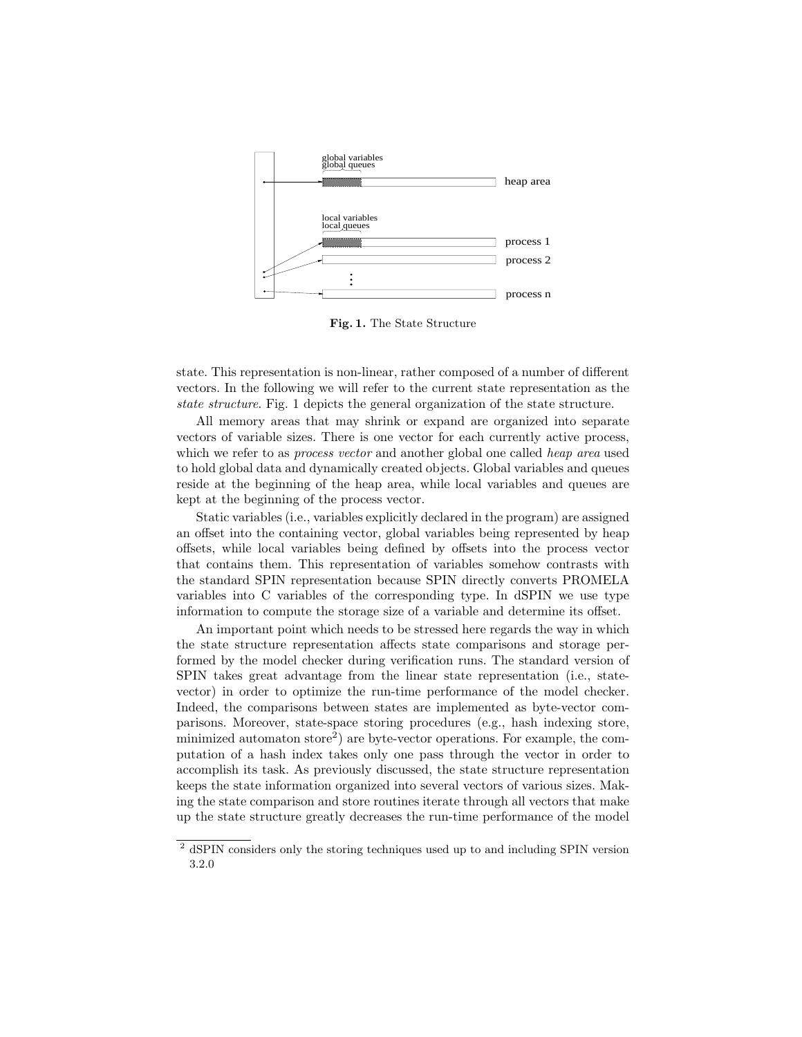**Fig. 1.** The State Structure

state. This representation is non-linear, rather composed of a number of different vectors. In the following we will refer to the current state representation as the *state structure*. Fig. 1 depicts the general organization of the state structure.

All memory areas that may shrink or expand are organized into separate vectors of variable sizes. There is one vector for each currently active process, which we refer to as *process vector* and another global one called *heap area* used to hold global data and dynamically created objects. Global variables and queues reside at the beginning of the heap area, while local variables and queues are kept at the beginning of the process vector.

Static variables (i.e., variables explicitly declared in the program) are assigned an offset into the containing vector, global variables being represented by heap offsets, while local variables being defined by offsets into the process vector that contains them. This representation of variables somehow contrasts with the standard SPIN representation because SPIN directly converts PROMELA variables into C variables of the corresponding type. In dSPIN we use type information to compute the storage size of a variable and determine its offset.

An important point which needs to be stressed here regards the way in which the state structure representation affects state comparisons and storage performed by the model checker during verification runs. The standard version of SPIN takes great advantage from the linear state representation (i.e., state-vector) in order to optimize the run-time performance of the model checker. Indeed, the comparisons between states are implemented as byte-vector comparisons. Moreover, state-space storing procedures (e.g., hash indexing store, minimized automaton store[2]) are byte-vector operations. For example, the computation of a hash index takes only one pass through the vector in order to accomplish its task. As previously discussed, the state structure representation keeps the state information organized into several vectors of various sizes. Making the state comparison and store routines iterate through all vectors that make up the state structure greatly decreases the run-time performance of the model

---

[2] dSPIN considers only the storing techniques used up to and including SPIN version 3.2.0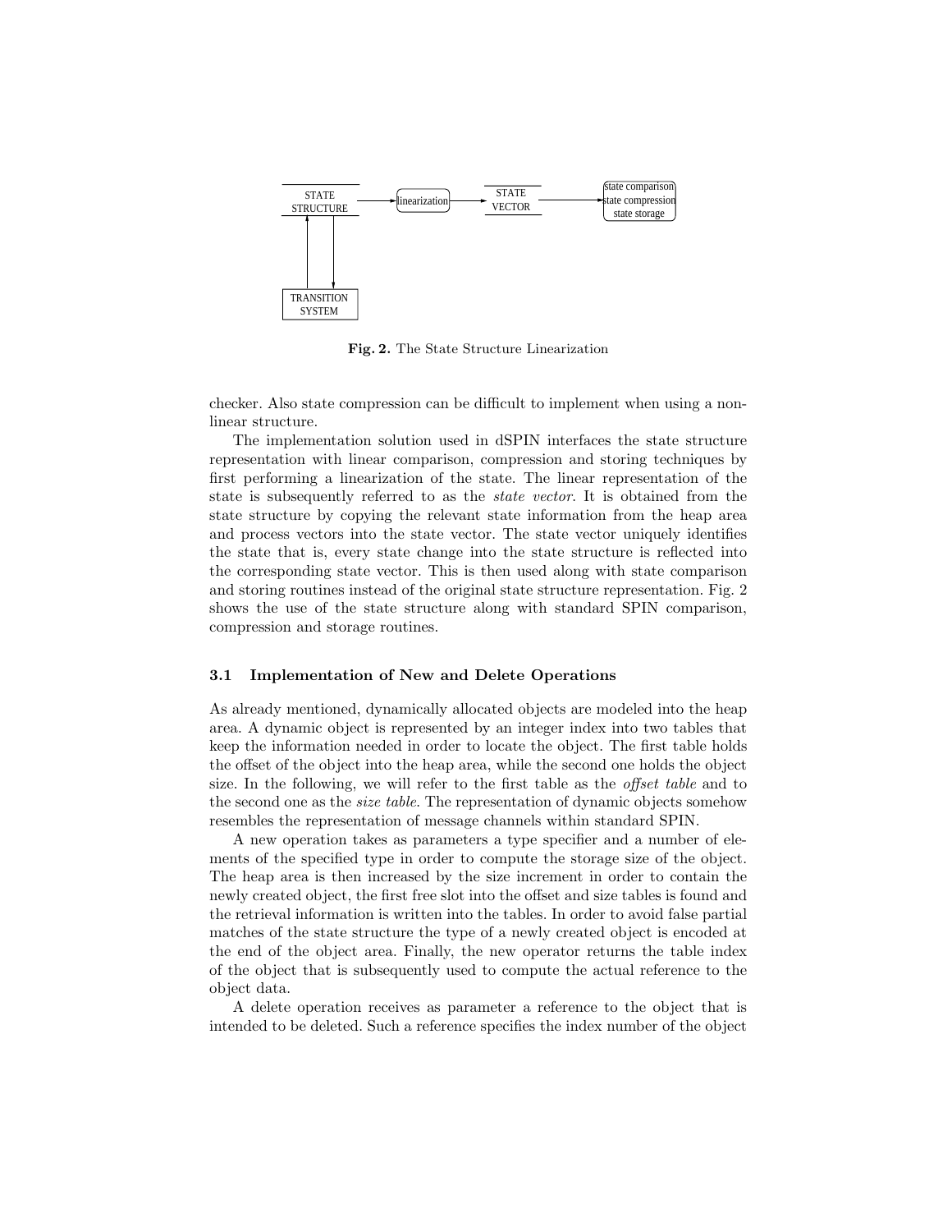STATE STRUCTURE → linearization → STATE VECTOR → state comparison / state compression / state storage

TRANSITION SYSTEM ↔ STATE STRUCTURE

**Fig. 2.** The State Structure Linearization

checker. Also state compression can be difficult to implement when using a non-linear structure.

The implementation solution used in dSPIN interfaces the state structure representation with linear comparison, compression and storing techniques by first performing a linearization of the state. The linear representation of the state is subsequently referred to as the *state vector*. It is obtained from the state structure by copying the relevant state information from the heap area and process vectors into the state vector. The state vector uniquely identifies the state that is, every state change into the state structure is reflected into the corresponding state vector. This is then used along with state comparison and storing routines instead of the original state structure representation. Fig. 2 shows the use of the state structure along with standard SPIN comparison, compression and storage routines.

### 3.1 Implementation of New and Delete Operations

As already mentioned, dynamically allocated objects are modeled into the heap area. A dynamic object is represented by an integer index into two tables that keep the information needed in order to locate the object. The first table holds the offset of the object into the heap area, while the second one holds the object size. In the following, we will refer to the first table as the *offset table* and to the second one as the *size table*. The representation of dynamic objects somehow resembles the representation of message channels within standard SPIN.

A new operation takes as parameters a type specifier and a number of elements of the specified type in order to compute the storage size of the object. The heap area is then increased by the size increment in order to contain the newly created object, the first free slot into the offset and size tables is found and the retrieval information is written into the tables. In order to avoid false partial matches of the state structure the type of a newly created object is encoded at the end of the object area. Finally, the new operator returns the table index of the object that is subsequently used to compute the actual reference to the object data.

A delete operation receives as parameter a reference to the object that is intended to be deleted. Such a reference specifies the index number of the object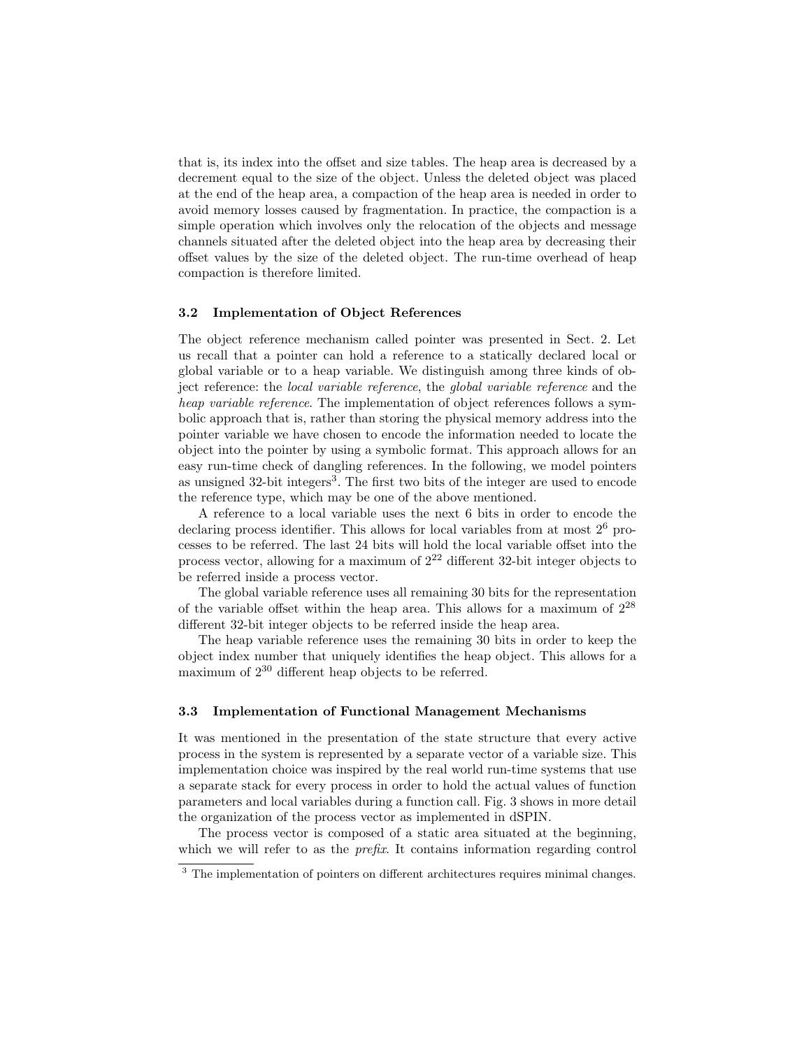that is, its index into the offset and size tables. The heap area is decreased by a decrement equal to the size of the object. Unless the deleted object was placed at the end of the heap area, a compaction of the heap area is needed in order to avoid memory losses caused by fragmentation. In practice, the compaction is a simple operation which involves only the relocation of the objects and message channels situated after the deleted object into the heap area by decreasing their offset values by the size of the deleted object. The run-time overhead of heap compaction is therefore limited.

### 3.2 Implementation of Object References

The object reference mechanism called pointer was presented in Sect. 2. Let us recall that a pointer can hold a reference to a statically declared local or global variable or to a heap variable. We distinguish among three kinds of object reference: the *local variable reference*, the *global variable reference* and the *heap variable reference*. The implementation of object references follows a symbolic approach that is, rather than storing the physical memory address into the pointer variable we have chosen to encode the information needed to locate the object into the pointer by using a symbolic format. This approach allows for an easy run-time check of dangling references. In the following, we model pointers as unsigned 32-bit integers[3]. The first two bits of the integer are used to encode the reference type, which may be one of the above mentioned.

A reference to a local variable uses the next 6 bits in order to encode the declaring process identifier. This allows for local variables from at most $2^6$ processes to be referred. The last 24 bits will hold the local variable offset into the process vector, allowing for a maximum of $2^{22}$ different 32-bit integer objects to be referred inside a process vector.

The global variable reference uses all remaining 30 bits for the representation of the variable offset within the heap area. This allows for a maximum of $2^{28}$ different 32-bit integer objects to be referred inside the heap area.

The heap variable reference uses the remaining 30 bits in order to keep the object index number that uniquely identifies the heap object. This allows for a maximum of $2^{30}$ different heap objects to be referred.

### 3.3 Implementation of Functional Management Mechanisms

It was mentioned in the presentation of the state structure that every active process in the system is represented by a separate vector of a variable size. This implementation choice was inspired by the real world run-time systems that use a separate stack for every process in order to hold the actual values of function parameters and local variables during a function call. Fig. 3 shows in more detail the organization of the process vector as implemented in dSPIN.

The process vector is composed of a static area situated at the beginning, which we will refer to as the *prefix*. It contains information regarding control

[3] The implementation of pointers on different architectures requires minimal changes.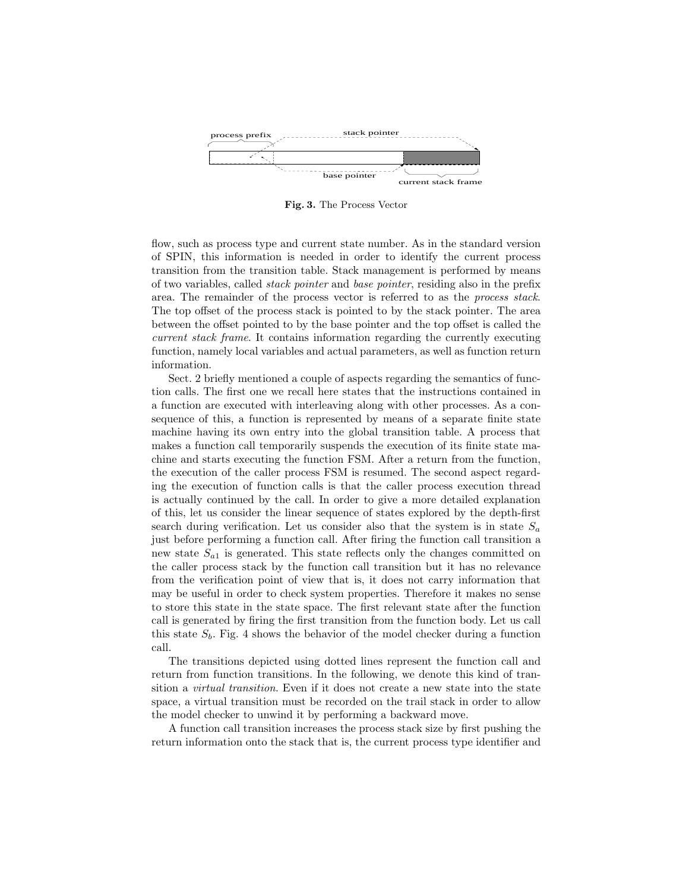process prefix

stack pointer

base pointer

current stack frame

**Fig. 3.** The Process Vector

flow, such as process type and current state number. As in the standard version of SPIN, this information is needed in order to identify the current process transition from the transition table. Stack management is performed by means of two variables, called *stack pointer* and *base pointer*, residing also in the prefix area. The remainder of the process vector is referred to as the *process stack*. The top offset of the process stack is pointed to by the stack pointer. The area between the offset pointed to by the base pointer and the top offset is called the *current stack frame*. It contains information regarding the currently executing function, namely local variables and actual parameters, as well as function return information.

Sect. 2 briefly mentioned a couple of aspects regarding the semantics of function calls. The first one we recall here states that the instructions contained in a function are executed with interleaving along with other processes. As a consequence of this, a function is represented by means of a separate finite state machine having its own entry into the global transition table. A process that makes a function call temporarily suspends the execution of its finite state machine and starts executing the function FSM. After a return from the function, the execution of the caller process FSM is resumed. The second aspect regarding the execution of function calls is that the caller process execution thread is actually continued by the call. In order to give a more detailed explanation of this, let us consider the linear sequence of states explored by the depth-first search during verification. Let us consider also that the system is in state $S_a$ just before performing a function call. After firing the function call transition a new state $S_{a1}$ is generated. This state reflects only the changes committed on the caller process stack by the function call transition but it has no relevance from the verification point of view that is, it does not carry information that may be useful in order to check system properties. Therefore it makes no sense to store this state in the state space. The first relevant state after the function call is generated by firing the first transition from the function body. Let us call this state $S_b$. Fig. 4 shows the behavior of the model checker during a function call.

The transitions depicted using dotted lines represent the function call and return from function transitions. In the following, we denote this kind of transition a *virtual transition*. Even if it does not create a new state into the state space, a virtual transition must be recorded on the trail stack in order to allow the model checker to unwind it by performing a backward move.

A function call transition increases the process stack size by first pushing the return information onto the stack that is, the current process type identifier and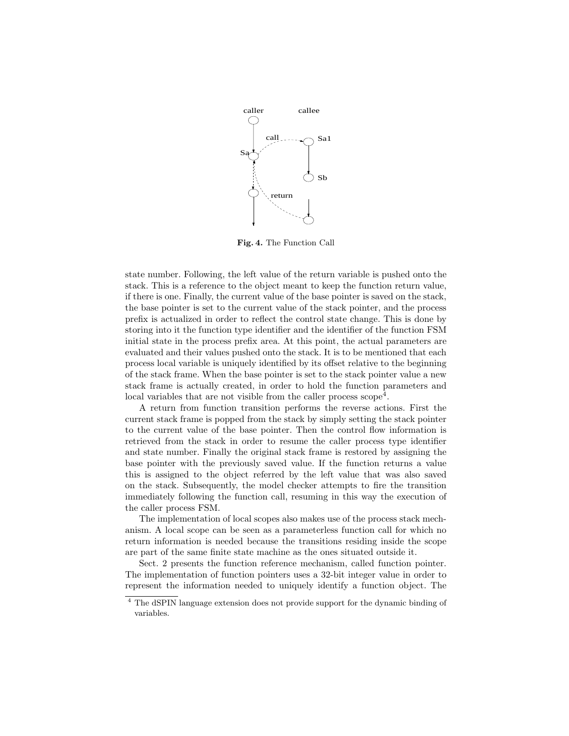caller

callee

call

Sa1

Sa

Sb

return

**Fig. 4.** The Function Call

state number. Following, the left value of the return variable is pushed onto the stack. This is a reference to the object meant to keep the function return value, if there is one. Finally, the current value of the base pointer is saved on the stack, the base pointer is set to the current value of the stack pointer, and the process prefix is actualized in order to reflect the control state change. This is done by storing into it the function type identifier and the identifier of the function FSM initial state in the process prefix area. At this point, the actual parameters are evaluated and their values pushed onto the stack. It is to be mentioned that each process local variable is uniquely identified by its offset relative to the beginning of the stack frame. When the base pointer is set to the stack pointer value a new stack frame is actually created, in order to hold the function parameters and local variables that are not visible from the caller process scope[4].

A return from function transition performs the reverse actions. First the current stack frame is popped from the stack by simply setting the stack pointer to the current value of the base pointer. Then the control flow information is retrieved from the stack in order to resume the caller process type identifier and state number. Finally the original stack frame is restored by assigning the base pointer with the previously saved value. If the function returns a value this is assigned to the object referred by the left value that was also saved on the stack. Subsequently, the model checker attempts to fire the transition immediately following the function call, resuming in this way the execution of the caller process FSM.

The implementation of local scopes also makes use of the process stack mechanism. A local scope can be seen as a parameterless function call for which no return information is needed because the transitions residing inside the scope are part of the same finite state machine as the ones situated outside it.

Sect. 2 presents the function reference mechanism, called function pointer. The implementation of function pointers uses a 32-bit integer value in order to represent the information needed to uniquely identify a function object. The

[4] The dSPIN language extension does not provide support for the dynamic binding of variables.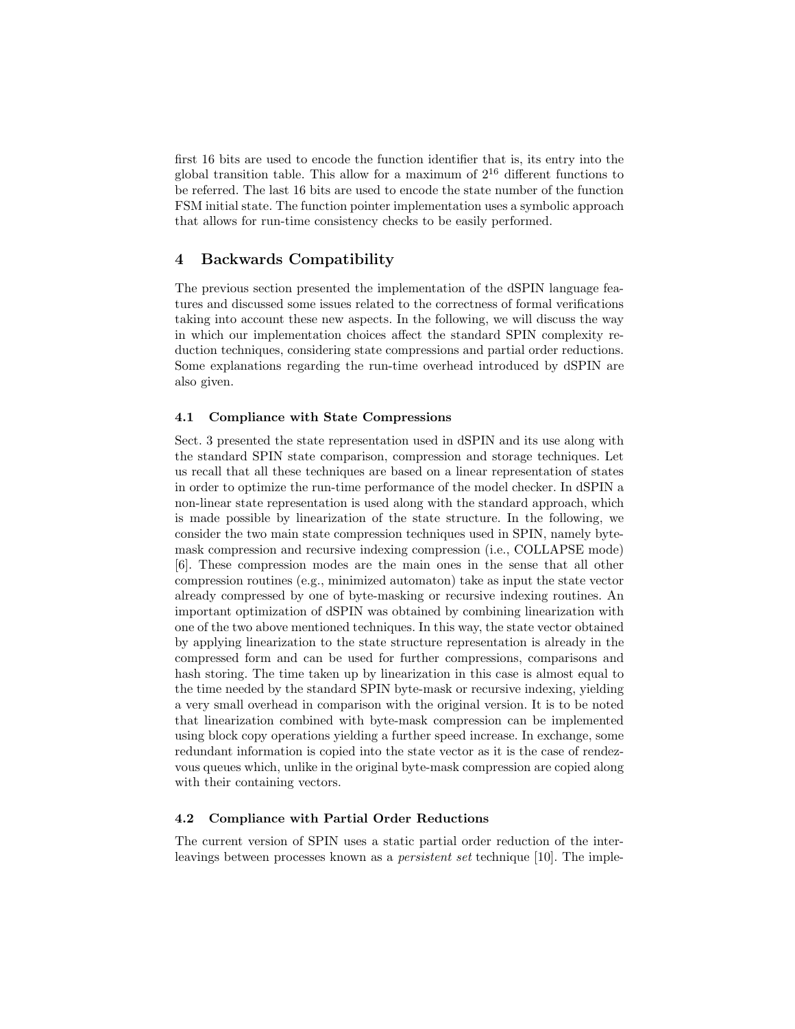first 16 bits are used to encode the function identifier that is, its entry into the global transition table. This allow for a maximum of $2^{16}$ different functions to be referred. The last 16 bits are used to encode the state number of the function FSM initial state. The function pointer implementation uses a symbolic approach that allows for run-time consistency checks to be easily performed.

## 4 Backwards Compatibility

The previous section presented the implementation of the dSPIN language features and discussed some issues related to the correctness of formal verifications taking into account these new aspects. In the following, we will discuss the way in which our implementation choices affect the standard SPIN complexity reduction techniques, considering state compressions and partial order reductions. Some explanations regarding the run-time overhead introduced by dSPIN are also given.

### 4.1 Compliance with State Compressions

Sect. 3 presented the state representation used in dSPIN and its use along with the standard SPIN state comparison, compression and storage techniques. Let us recall that all these techniques are based on a linear representation of states in order to optimize the run-time performance of the model checker. In dSPIN a non-linear state representation is used along with the standard approach, which is made possible by linearization of the state structure. In the following, we consider the two main state compression techniques used in SPIN, namely byte-mask compression and recursive indexing compression (i.e., COLLAPSE mode) [6]. These compression modes are the main ones in the sense that all other compression routines (e.g., minimized automaton) take as input the state vector already compressed by one of byte-masking or recursive indexing routines. An important optimization of dSPIN was obtained by combining linearization with one of the two above mentioned techniques. In this way, the state vector obtained by applying linearization to the state structure representation is already in the compressed form and can be used for further compressions, comparisons and hash storing. The time taken up by linearization in this case is almost equal to the time needed by the standard SPIN byte-mask or recursive indexing, yielding a very small overhead in comparison with the original version. It is to be noted that linearization combined with byte-mask compression can be implemented using block copy operations yielding a further speed increase. In exchange, some redundant information is copied into the state vector as it is the case of rendezvous queues which, unlike in the original byte-mask compression are copied along with their containing vectors.

### 4.2 Compliance with Partial Order Reductions

The current version of SPIN uses a static partial order reduction of the interleavings between processes known as a *persistent set* technique [10]. The imple-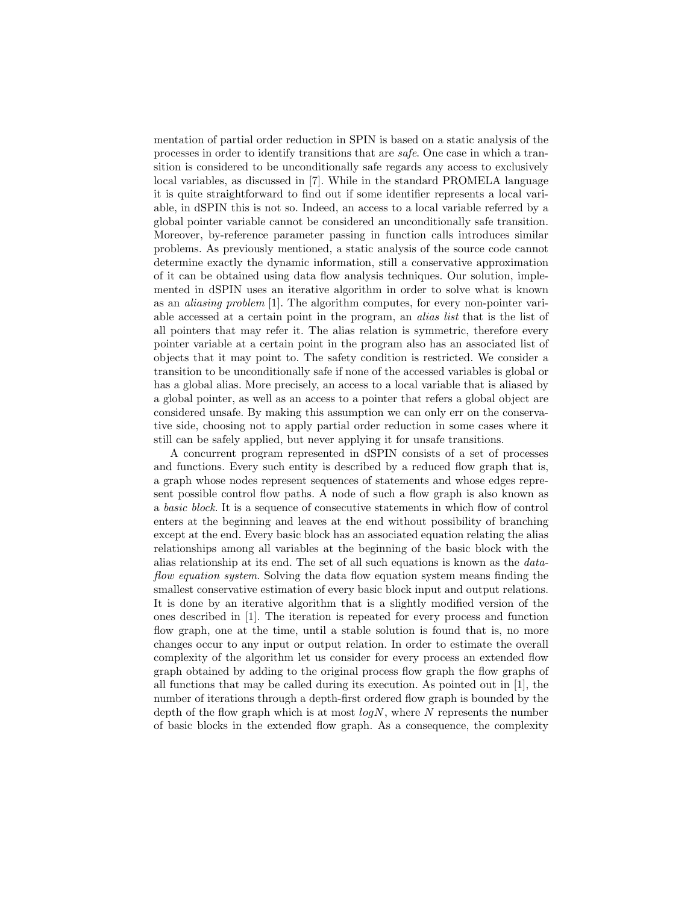mentation of partial order reduction in SPIN is based on a static analysis of the processes in order to identify transitions that are *safe*. One case in which a transition is considered to be unconditionally safe regards any access to exclusively local variables, as discussed in [7]. While in the standard PROMELA language it is quite straightforward to find out if some identifier represents a local variable, in dSPIN this is not so. Indeed, an access to a local variable referred by a global pointer variable cannot be considered an unconditionally safe transition. Moreover, by-reference parameter passing in function calls introduces similar problems. As previously mentioned, a static analysis of the source code cannot determine exactly the dynamic information, still a conservative approximation of it can be obtained using data flow analysis techniques. Our solution, implemented in dSPIN uses an iterative algorithm in order to solve what is known as an *aliasing problem* [1]. The algorithm computes, for every non-pointer variable accessed at a certain point in the program, an *alias list* that is the list of all pointers that may refer it. The alias relation is symmetric, therefore every pointer variable at a certain point in the program also has an associated list of objects that it may point to. The safety condition is restricted. We consider a transition to be unconditionally safe if none of the accessed variables is global or has a global alias. More precisely, an access to a local variable that is aliased by a global pointer, as well as an access to a pointer that refers a global object are considered unsafe. By making this assumption we can only err on the conservative side, choosing not to apply partial order reduction in some cases where it still can be safely applied, but never applying it for unsafe transitions.

A concurrent program represented in dSPIN consists of a set of processes and functions. Every such entity is described by a reduced flow graph that is, a graph whose nodes represent sequences of statements and whose edges represent possible control flow paths. A node of such a flow graph is also known as a *basic block*. It is a sequence of consecutive statements in which flow of control enters at the beginning and leaves at the end without possibility of branching except at the end. Every basic block has an associated equation relating the alias relationships among all variables at the beginning of the basic block with the alias relationship at its end. The set of all such equations is known as the *data-flow equation system*. Solving the data flow equation system means finding the smallest conservative estimation of every basic block input and output relations. It is done by an iterative algorithm that is a slightly modified version of the ones described in [1]. The iteration is repeated for every process and function flow graph, one at the time, until a stable solution is found that is, no more changes occur to any input or output relation. In order to estimate the overall complexity of the algorithm let us consider for every process an extended flow graph obtained by adding to the original process flow graph the flow graphs of all functions that may be called during its execution. As pointed out in [1], the number of iterations through a depth-first ordered flow graph is bounded by the depth of the flow graph which is at most $logN$, where $N$ represents the number of basic blocks in the extended flow graph. As a consequence, the complexity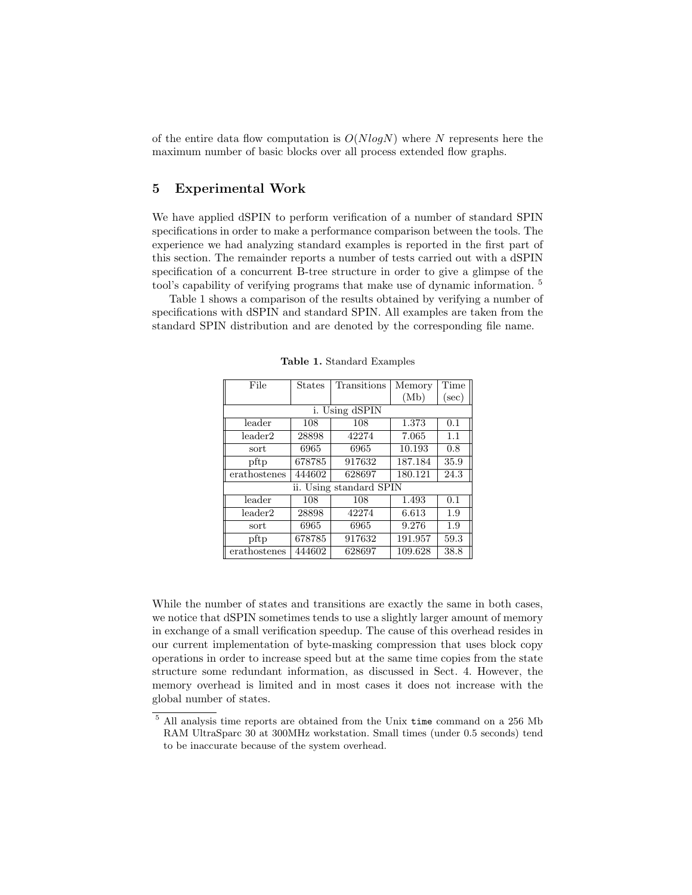of the entire data flow computation is $O(NlogN)$ where $N$ represents here the maximum number of basic blocks over all process extended flow graphs.

## 5 Experimental Work

We have applied dSPIN to perform verification of a number of standard SPIN specifications in order to make a performance comparison between the tools. The experience we had analyzing standard examples is reported in the first part of this section. The remainder reports a number of tests carried out with a dSPIN specification of a concurrent B-tree structure in order to give a glimpse of the tool's capability of verifying programs that make use of dynamic information. [5]

Table 1 shows a comparison of the results obtained by verifying a number of specifications with dSPIN and standard SPIN. All examples are taken from the standard SPIN distribution and are denoted by the corresponding file name.

**Table 1.** Standard Examples

| File | States | Transitions | Memory (Mb) | Time (sec) |
|---|---|---|---|---|
| i. Using dSPIN | | | | |
| leader | 108 | 108 | 1.373 | 0.1 |
| leader2 | 28898 | 42274 | 7.065 | 1.1 |
| sort | 6965 | 6965 | 10.193 | 0.8 |
| pftp | 678785 | 917632 | 187.184 | 35.9 |
| erathostenes | 444602 | 628697 | 180.121 | 24.3 |
| ii. Using standard SPIN | | | | |
| leader | 108 | 108 | 1.493 | 0.1 |
| leader2 | 28898 | 42274 | 6.613 | 1.9 |
| sort | 6965 | 6965 | 9.276 | 1.9 |
| pftp | 678785 | 917632 | 191.957 | 59.3 |
| erathostenes | 444602 | 628697 | 109.628 | 38.8 |

While the number of states and transitions are exactly the same in both cases, we notice that dSPIN sometimes tends to use a slightly larger amount of memory in exchange of a small verification speedup. The cause of this overhead resides in our current implementation of byte-masking compression that uses block copy operations in order to increase speed but at the same time copies from the state structure some redundant information, as discussed in Sect. 4. However, the memory overhead is limited and in most cases it does not increase with the global number of states.

[5] All analysis time reports are obtained from the Unix `time` command on a 256 Mb RAM UltraSparc 30 at 300MHz workstation. Small times (under 0.5 seconds) tend to be inaccurate because of the system overhead.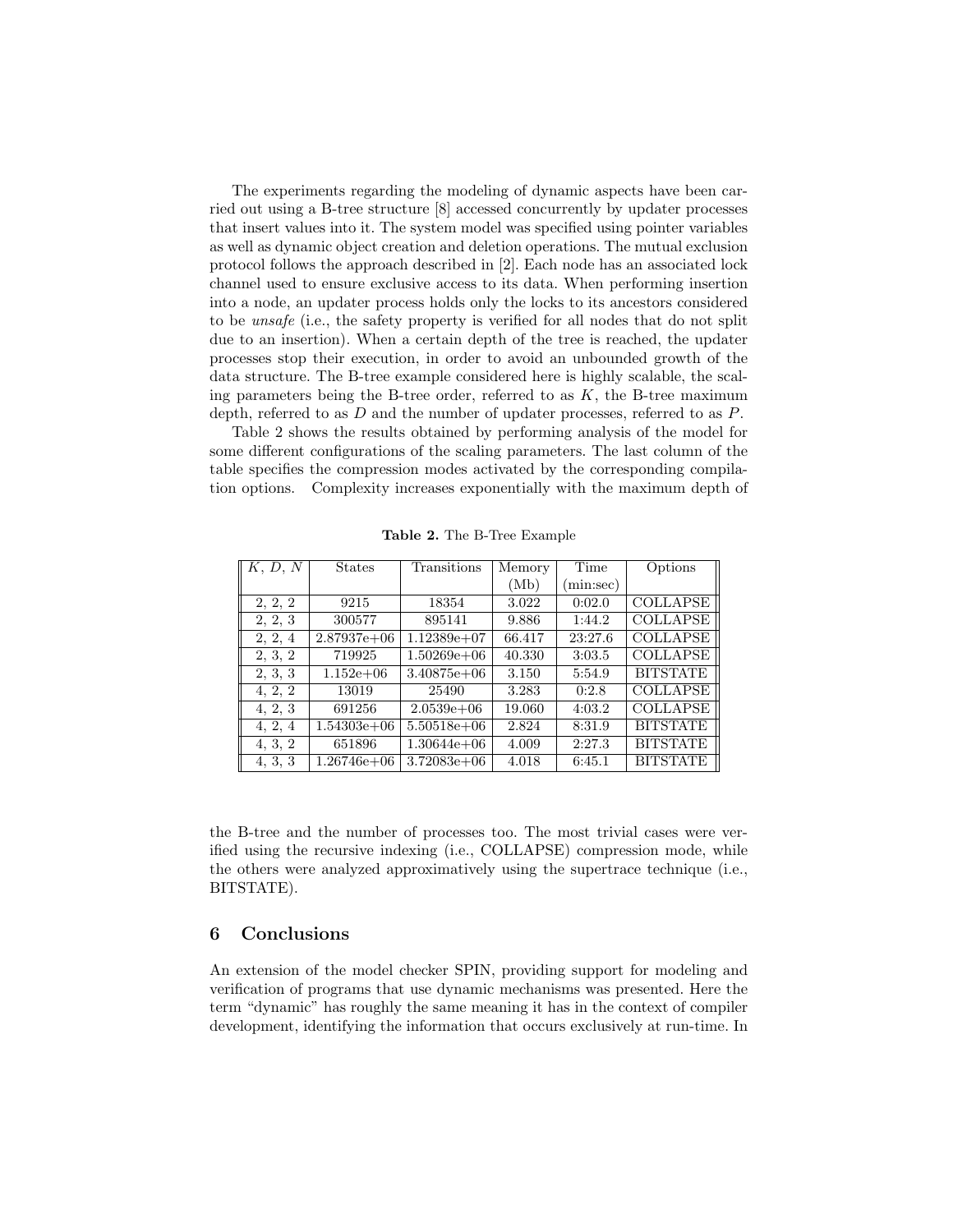The experiments regarding the modeling of dynamic aspects have been carried out using a B-tree structure [8] accessed concurrently by updater processes that insert values into it. The system model was specified using pointer variables as well as dynamic object creation and deletion operations. The mutual exclusion protocol follows the approach described in [2]. Each node has an associated lock channel used to ensure exclusive access to its data. When performing insertion into a node, an updater process holds only the locks to its ancestors considered to be *unsafe* (i.e., the safety property is verified for all nodes that do not split due to an insertion). When a certain depth of the tree is reached, the updater processes stop their execution, in order to avoid an unbounded growth of the data structure. The B-tree example considered here is highly scalable, the scaling parameters being the B-tree order, referred to as $K$, the B-tree maximum depth, referred to as $D$ and the number of updater processes, referred to as $P$.

Table 2 shows the results obtained by performing analysis of the model for some different configurations of the scaling parameters. The last column of the table specifies the compression modes activated by the corresponding compilation options. Complexity increases exponentially with the maximum depth of the B-tree and the number of processes too. The most trivial cases were verified using the recursive indexing (i.e., COLLAPSE) compression mode, while the others were analyzed approximatively using the supertrace technique (i.e., BITSTATE).

**Table 2.** The B-Tree Example

| $K$, $D$, $N$ | States | Transitions | Memory (Mb) | Time (min:sec) | Options |
|---|---|---|---|---|---|
| 2, 2, 2 | 9215 | 18354 | 3.022 | 0:02.0 | COLLAPSE |
| 2, 2, 3 | 300577 | 895141 | 9.886 | 1:44.2 | COLLAPSE |
| 2, 2, 4 | 2.87937e+06 | 1.12389e+07 | 66.417 | 23:27.6 | COLLAPSE |
| 2, 3, 2 | 719925 | 1.50269e+06 | 40.330 | 3:03.5 | COLLAPSE |
| 2, 3, 3 | 1.152e+06 | 3.40875e+06 | 3.150 | 5:54.9 | BITSTATE |
| 4, 2, 2 | 13019 | 25490 | 3.283 | 0:2.8 | COLLAPSE |
| 4, 2, 3 | 691256 | 2.0539e+06 | 19.060 | 4:03.2 | COLLAPSE |
| 4, 2, 4 | 1.54303e+06 | 5.50518e+06 | 2.824 | 8:31.9 | BITSTATE |
| 4, 3, 2 | 651896 | 1.30644e+06 | 4.009 | 2:27.3 | BITSTATE |
| 4, 3, 3 | 1.26746e+06 | 3.72083e+06 | 4.018 | 6:45.1 | BITSTATE |

## 6 Conclusions

An extension of the model checker SPIN, providing support for modeling and verification of programs that use dynamic mechanisms was presented. Here the term "dynamic" has roughly the same meaning it has in the context of compiler development, identifying the information that occurs exclusively at run-time. In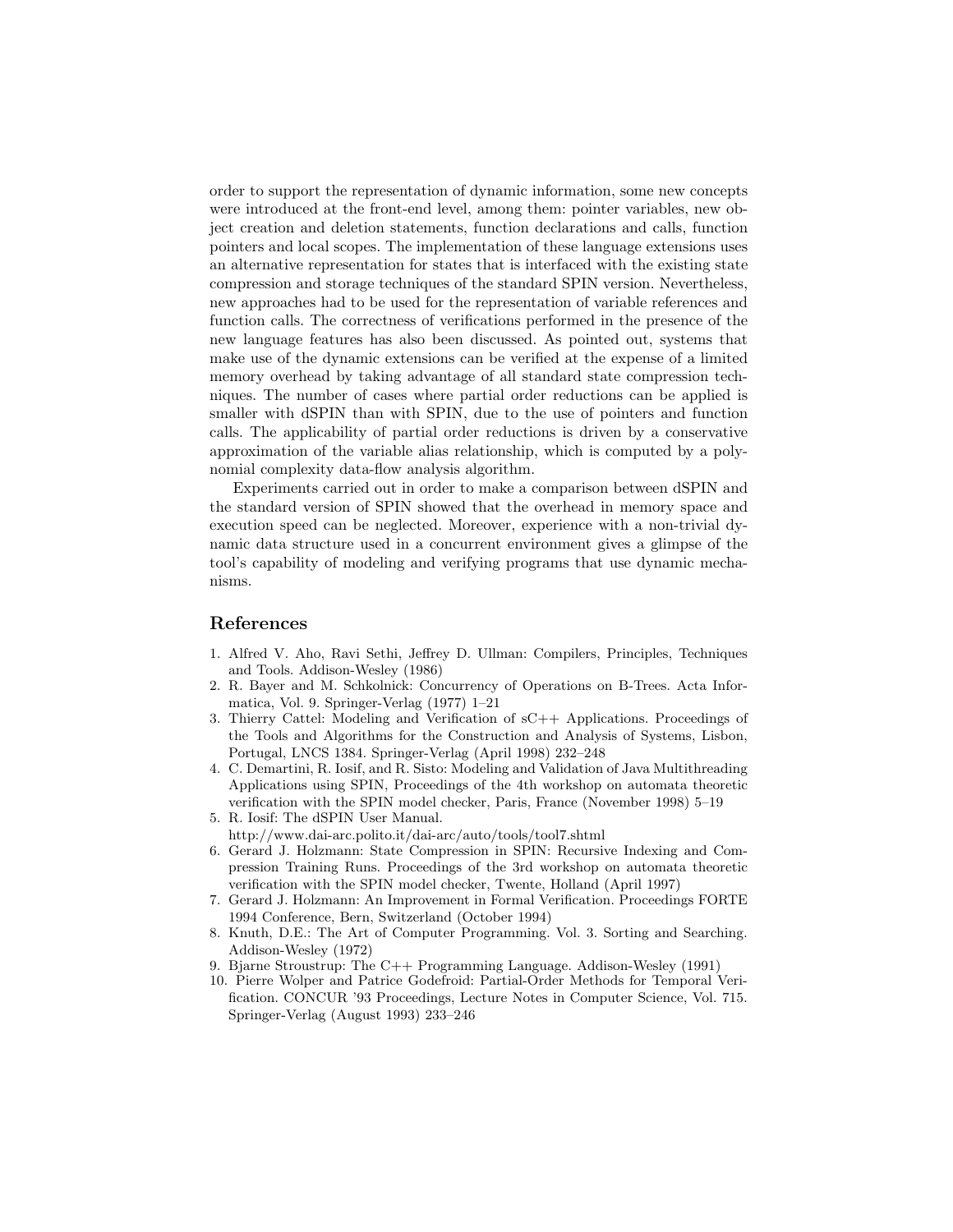order to support the representation of dynamic information, some new concepts were introduced at the front-end level, among them: pointer variables, new object creation and deletion statements, function declarations and calls, function pointers and local scopes. The implementation of these language extensions uses an alternative representation for states that is interfaced with the existing state compression and storage techniques of the standard SPIN version. Nevertheless, new approaches had to be used for the representation of variable references and function calls. The correctness of verifications performed in the presence of the new language features has also been discussed. As pointed out, systems that make use of the dynamic extensions can be verified at the expense of a limited memory overhead by taking advantage of all standard state compression techniques. The number of cases where partial order reductions can be applied is smaller with dSPIN than with SPIN, due to the use of pointers and function calls. The applicability of partial order reductions is driven by a conservative approximation of the variable alias relationship, which is computed by a polynomial complexity data-flow analysis algorithm.

Experiments carried out in order to make a comparison between dSPIN and the standard version of SPIN showed that the overhead in memory space and execution speed can be neglected. Moreover, experience with a non-trivial dynamic data structure used in a concurrent environment gives a glimpse of the tool's capability of modeling and verifying programs that use dynamic mechanisms.

## References

1. Alfred V. Aho, Ravi Sethi, Jeffrey D. Ullman: Compilers, Principles, Techniques and Tools. Addison-Wesley (1986)
2. R. Bayer and M. Schkolnick: Concurrency of Operations on B-Trees. Acta Informatica, Vol. 9. Springer-Verlag (1977) 1–21
3. Thierry Cattel: Modeling and Verification of sC++ Applications. Proceedings of the Tools and Algorithms for the Construction and Analysis of Systems, Lisbon, Portugal, LNCS 1384. Springer-Verlag (April 1998) 232–248
4. C. Demartini, R. Iosif, and R. Sisto: Modeling and Validation of Java Multithreading Applications using SPIN, Proceedings of the 4th workshop on automata theoretic verification with the SPIN model checker, Paris, France (November 1998) 5–19
5. R. Iosif: The dSPIN User Manual. http://www.dai-arc.polito.it/dai-arc/auto/tools/tool7.shtml
6. Gerard J. Holzmann: State Compression in SPIN: Recursive Indexing and Compression Training Runs. Proceedings of the 3rd workshop on automata theoretic verification with the SPIN model checker, Twente, Holland (April 1997)
7. Gerard J. Holzmann: An Improvement in Formal Verification. Proceedings FORTE 1994 Conference, Bern, Switzerland (October 1994)
8. Knuth, D.E.: The Art of Computer Programming. Vol. 3. Sorting and Searching. Addison-Wesley (1972)
9. Bjarne Stroustrup: The C++ Programming Language. Addison-Wesley (1991)
10. Pierre Wolper and Patrice Godefroid: Partial-Order Methods for Temporal Verification. CONCUR '93 Proceedings, Lecture Notes in Computer Science, Vol. 715. Springer-Verlag (August 1993) 233–246